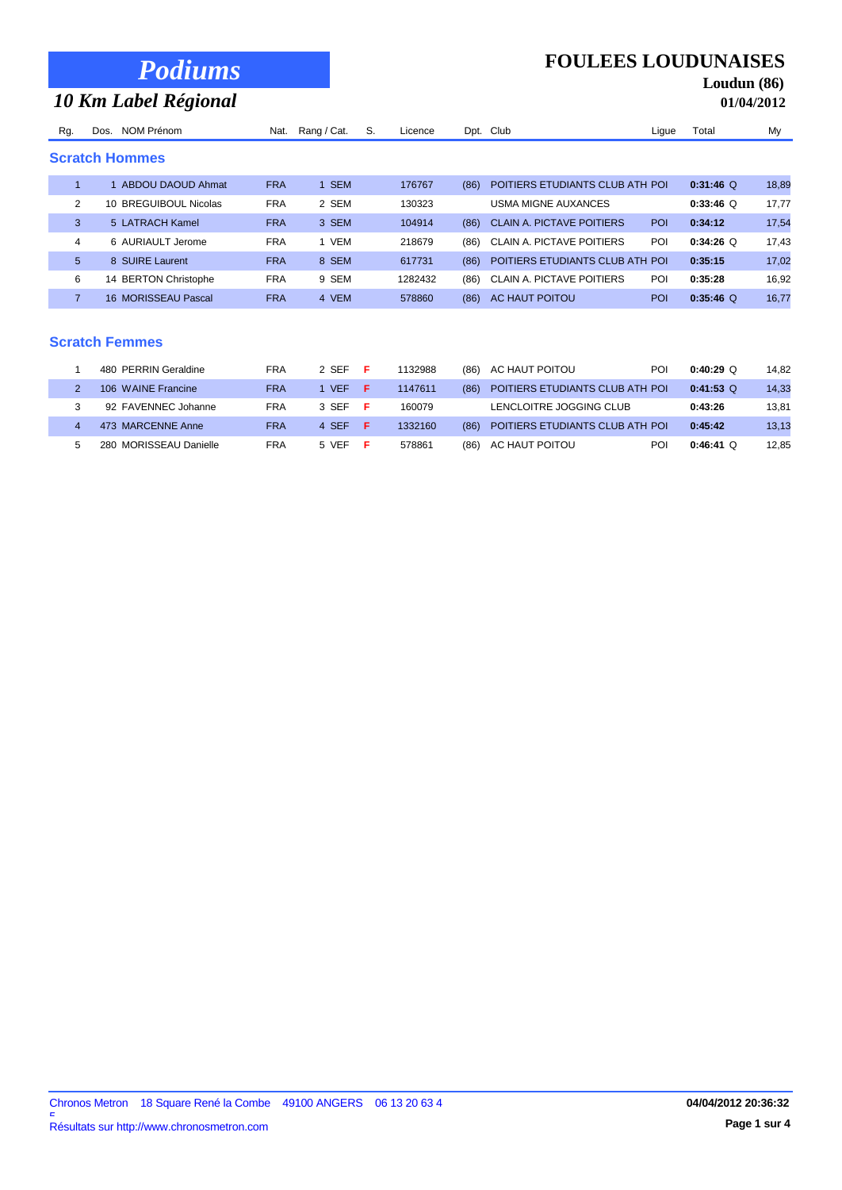# Podiums

## 10 Km Label Régional

# FOULEES LOUDUNAISES

**Loudun (86)**

**01/04/2012**

### Scratch Hommes

| Rg. | Dos. | NOM Prénom | Nat. | Rang / Cat. | S. | Licence | Dpt. | Club | Ligue | Total | My |
|---|---|---|---|---|---|---|---|---|---|---|---|
| 1 | 1 | ABDOU DAOUD Ahmat | FRA | 1 SEM | | 176767 | (86) | POITIERS ETUDIANTS CLUB ATH | POI | **0:31:46** Q | 18,89 |
| 2 | 10 | BREGUIBOUL Nicolas | FRA | 2 SEM | | 130323 | | USMA MIGNE AUXANCES | | **0:33:46** Q | 17,77 |
| 3 | 5 | LATRACH Kamel | FRA | 3 SEM | | 104914 | (86) | CLAIN A. PICTAVE POITIERS | POI | **0:34:12** | 17,54 |
| 4 | 6 | AURIAULT Jerome | FRA | 1 VEM | | 218679 | (86) | CLAIN A. PICTAVE POITIERS | POI | **0:34:26** Q | 17,43 |
| 5 | 8 | SUIRE Laurent | FRA | 8 SEM | | 617731 | (86) | POITIERS ETUDIANTS CLUB ATH | POI | **0:35:15** | 17,02 |
| 6 | 14 | BERTON Christophe | FRA | 9 SEM | | 1282432 | (86) | CLAIN A. PICTAVE POITIERS | POI | **0:35:28** | 16,92 |
| 7 | 16 | MORISSEAU Pascal | FRA | 4 VEM | | 578860 | (86) | AC HAUT POITOU | POI | **0:35:46** Q | 16,77 |

### Scratch Femmes

| Rg. | Dos. | NOM Prénom | Nat. | Rang / Cat. | S. | Licence | Dpt. | Club | Ligue | Total | My |
|---|---|---|---|---|---|---|---|---|---|---|---|
| 1 | 480 | PERRIN Geraldine | FRA | 2 SEF | F | 1132988 | (86) | AC HAUT POITOU | POI | **0:40:29** Q | 14,82 |
| 2 | 106 | WAINE Francine | FRA | 1 VEF | F | 1147611 | (86) | POITIERS ETUDIANTS CLUB ATH | POI | **0:41:53** Q | 14,33 |
| 3 | 92 | FAVENNEC Johanne | FRA | 3 SEF | F | 160079 | | LENCLOITRE JOGGING CLUB | | **0:43:26** | 13,81 |
| 4 | 473 | MARCENNE Anne | FRA | 4 SEF | F | 1332160 | (86) | POITIERS ETUDIANTS CLUB ATH | POI | **0:45:42** | 13,13 |
| 5 | 280 | MORISSEAU Danielle | FRA | 5 VEF | F | 578861 | (86) | AC HAUT POITOU | POI | **0:46:41** Q | 12,85 |

Chronos Metron 18 Square René la Combe 49100 ANGERS 06 13 20 63 4 5

Résultats sur http://www.chronosmetron.com

**04/04/2012 20:36:32**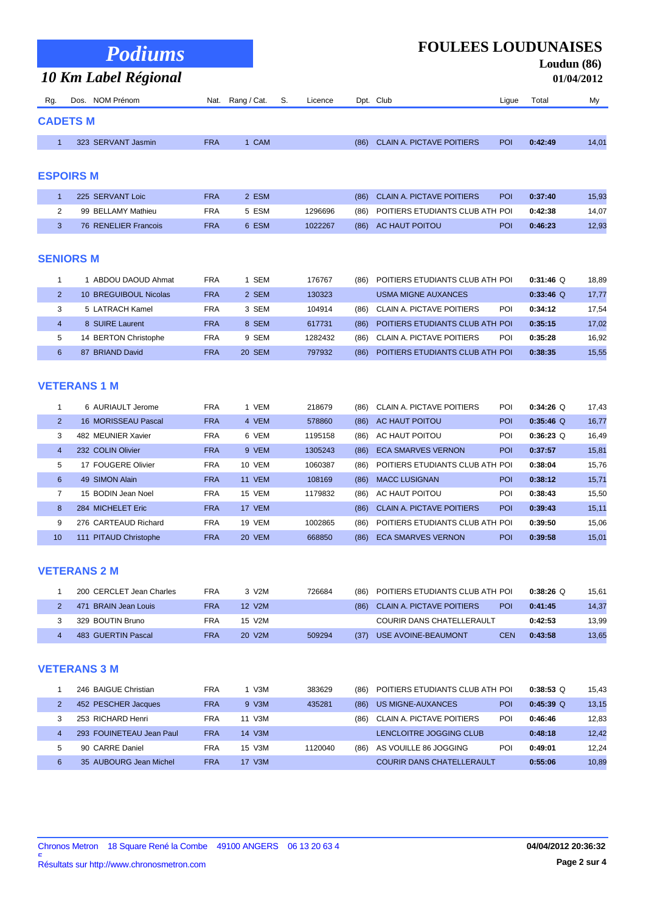# Podiums

## 10 Km Label Régional

**FOULEES LOUDUNAISES**

**Loudun (86)**

**01/04/2012**

| Rg. | Dos. | NOM Prénom | Nat. | Rang / Cat. | S. | Licence | Dpt. | Club | Ligue | Total | My |
|---|---|---|---|---|---|---|---|---|---|---|---|

### CADETS M

| Rg. | Dos. | NOM Prénom | Nat. | Rang / Cat. | S. | Licence | Dpt. | Club | Ligue | Total | My |
|---|---|---|---|---|---|---|---|---|---|---|---|
| 1 | 323 | SERVANT Jasmin | FRA | 1 CAM | | | (86) | CLAIN A. PICTAVE POITIERS | POI | 0:42:49 | 14,01 |

### ESPOIRS M

| Rg. | Dos. | NOM Prénom | Nat. | Rang / Cat. | S. | Licence | Dpt. | Club | Ligue | Total | My |
|---|---|---|---|---|---|---|---|---|---|---|---|
| 1 | 225 | SERVANT Loic | FRA | 2 ESM | | | (86) | CLAIN A. PICTAVE POITIERS | POI | 0:37:40 | 15,93 |
| 2 | 99 | BELLAMY Mathieu | FRA | 5 ESM | | 1296696 | (86) | POITIERS ETUDIANTS CLUB ATH | POI | 0:42:38 | 14,07 |
| 3 | 76 | RENELIER Francois | FRA | 6 ESM | | 1022267 | (86) | AC HAUT POITOU | POI | 0:46:23 | 12,93 |

### SENIORS M

| Rg. | Dos. | NOM Prénom | Nat. | Rang / Cat. | S. | Licence | Dpt. | Club | Ligue | Total | My |
|---|---|---|---|---|---|---|---|---|---|---|---|
| 1 | 1 | ABDOU DAOUD Ahmat | FRA | 1 SEM | | 176767 | (86) | POITIERS ETUDIANTS CLUB ATH | POI | 0:31:46 Q | 18,89 |
| 2 | 10 | BREGUIBOUL Nicolas | FRA | 2 SEM | | 130323 | | USMA MIGNE AUXANCES | | 0:33:46 Q | 17,77 |
| 3 | 5 | LATRACH Kamel | FRA | 3 SEM | | 104914 | (86) | CLAIN A. PICTAVE POITIERS | POI | 0:34:12 | 17,54 |
| 4 | 8 | SUIRE Laurent | FRA | 8 SEM | | 617731 | (86) | POITIERS ETUDIANTS CLUB ATH | POI | 0:35:15 | 17,02 |
| 5 | 14 | BERTON Christophe | FRA | 9 SEM | | 1282432 | (86) | CLAIN A. PICTAVE POITIERS | POI | 0:35:28 | 16,92 |
| 6 | 87 | BRIAND David | FRA | 20 SEM | | 797932 | (86) | POITIERS ETUDIANTS CLUB ATH | POI | 0:38:35 | 15,55 |

### VETERANS 1 M

| Rg. | Dos. | NOM Prénom | Nat. | Rang / Cat. | S. | Licence | Dpt. | Club | Ligue | Total | My |
|---|---|---|---|---|---|---|---|---|---|---|---|
| 1 | 6 | AURIAULT Jerome | FRA | 1 VEM | | 218679 | (86) | CLAIN A. PICTAVE POITIERS | POI | 0:34:26 Q | 17,43 |
| 2 | 16 | MORISSEAU Pascal | FRA | 4 VEM | | 578860 | (86) | AC HAUT POITOU | POI | 0:35:46 Q | 16,77 |
| 3 | 482 | MEUNIER Xavier | FRA | 6 VEM | | 1195158 | (86) | AC HAUT POITOU | POI | 0:36:23 Q | 16,49 |
| 4 | 232 | COLIN Olivier | FRA | 9 VEM | | 1305243 | (86) | ECA SMARVES VERNON | POI | 0:37:57 | 15,81 |
| 5 | 17 | FOUGERE Olivier | FRA | 10 VEM | | 1060387 | (86) | POITIERS ETUDIANTS CLUB ATH | POI | 0:38:04 | 15,76 |
| 6 | 49 | SIMON Alain | FRA | 11 VEM | | 108169 | (86) | MACC LUSIGNAN | POI | 0:38:12 | 15,71 |
| 7 | 15 | BODIN Jean Noel | FRA | 15 VEM | | 1179832 | (86) | AC HAUT POITOU | POI | 0:38:43 | 15,50 |
| 8 | 284 | MICHELET Eric | FRA | 17 VEM | | | (86) | CLAIN A. PICTAVE POITIERS | POI | 0:39:43 | 15,11 |
| 9 | 276 | CARTEAUD Richard | FRA | 19 VEM | | 1002865 | (86) | POITIERS ETUDIANTS CLUB ATH | POI | 0:39:50 | 15,06 |
| 10 | 111 | PITAUD Christophe | FRA | 20 VEM | | 668850 | (86) | ECA SMARVES VERNON | POI | 0:39:58 | 15,01 |

### VETERANS 2 M

| Rg. | Dos. | NOM Prénom | Nat. | Rang / Cat. | S. | Licence | Dpt. | Club | Ligue | Total | My |
|---|---|---|---|---|---|---|---|---|---|---|---|
| 1 | 200 | CERCLET Jean Charles | FRA | 3 V2M | | 726684 | (86) | POITIERS ETUDIANTS CLUB ATH | POI | 0:38:26 Q | 15,61 |
| 2 | 471 | BRAIN Jean Louis | FRA | 12 V2M | | | (86) | CLAIN A. PICTAVE POITIERS | POI | 0:41:45 | 14,37 |
| 3 | 329 | BOUTIN Bruno | FRA | 15 V2M | | | | COURIR DANS CHATELLERAULT | | 0:42:53 | 13,99 |
| 4 | 483 | GUERTIN Pascal | FRA | 20 V2M | | 509294 | (37) | USE AVOINE-BEAUMONT | CEN | 0:43:58 | 13,65 |

### VETERANS 3 M

| Rg. | Dos. | NOM Prénom | Nat. | Rang / Cat. | S. | Licence | Dpt. | Club | Ligue | Total | My |
|---|---|---|---|---|---|---|---|---|---|---|---|
| 1 | 246 | BAIGUE Christian | FRA | 1 V3M | | 383629 | (86) | POITIERS ETUDIANTS CLUB ATH | POI | 0:38:53 Q | 15,43 |
| 2 | 452 | PESCHER Jacques | FRA | 9 V3M | | 435281 | (86) | US MIGNE-AUXANCES | POI | 0:45:39 Q | 13,15 |
| 3 | 253 | RICHARD Henri | FRA | 11 V3M | | | (86) | CLAIN A. PICTAVE POITIERS | POI | 0:46:46 | 12,83 |
| 4 | 293 | FOUINETEAU Jean Paul | FRA | 14 V3M | | | | LENCLOITRE JOGGING CLUB | | 0:48:18 | 12,42 |
| 5 | 90 | CARRE Daniel | FRA | 15 V3M | | 1120040 | (86) | AS VOUILLE 86 JOGGING | POI | 0:49:01 | 12,24 |
| 6 | 35 | AUBOURG Jean Michel | FRA | 17 V3M | | | | COURIR DANS CHATELLERAULT | | 0:55:06 | 10,89 |

Chronos Metron 18 Square René la Combe 49100 ANGERS 06 13 20 63 45

Résultats sur http://www.chronosmetron.com

04/04/2012 20:36:32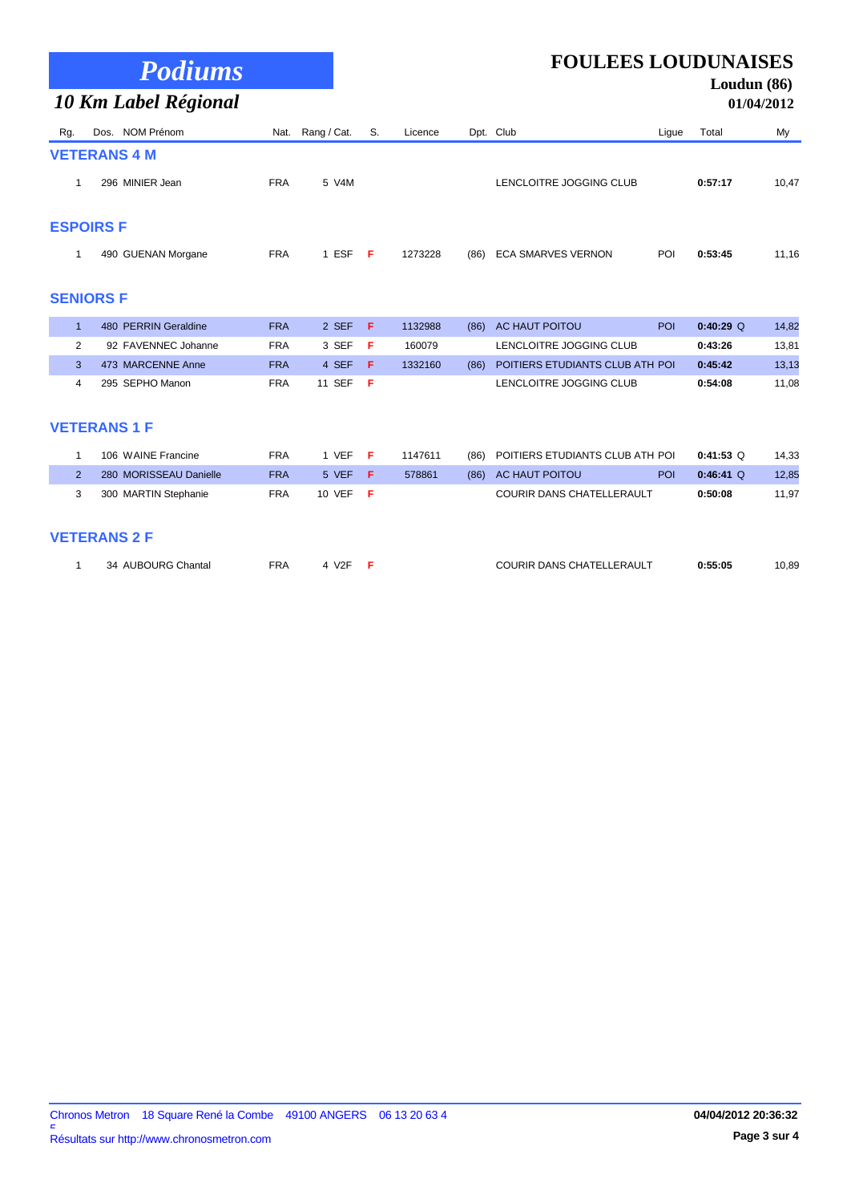# Podiums

## 10 Km Label Régional

**FOULEES LOUDUNAISES**

**Loudun (86)**

**01/04/2012**

| Rg. | Dos. | NOM Prénom | Nat. | Rang / Cat. | S. | Licence | Dpt. | Club | Ligue | Total | My |
|---|---|---|---|---|---|---|---|---|---|---|---|
| **VETERANS 4 M** | | | | | | | | | | | |
| 1 | 296 | MINIER Jean | FRA | 5 V4M | | | | LENCLOITRE JOGGING CLUB | | **0:57:17** | 10,47 |
| **ESPOIRS F** | | | | | | | | | | | |
| 1 | 490 | GUENAN Morgane | FRA | 1 ESF | F | 1273228 | (86) | ECA SMARVES VERNON | POI | **0:53:45** | 11,16 |
| **SENIORS F** | | | | | | | | | | | |
| 1 | 480 | PERRIN Geraldine | FRA | 2 SEF | F | 1132988 | (86) | AC HAUT POITOU | POI | **0:40:29** Q | 14,82 |
| 2 | 92 | FAVENNEC Johanne | FRA | 3 SEF | F | 160079 | | LENCLOITRE JOGGING CLUB | | **0:43:26** | 13,81 |
| 3 | 473 | MARCENNE Anne | FRA | 4 SEF | F | 1332160 | (86) | POITIERS ETUDIANTS CLUB ATH | POI | **0:45:42** | 13,13 |
| 4 | 295 | SEPHO Manon | FRA | 11 SEF | F | | | LENCLOITRE JOGGING CLUB | | **0:54:08** | 11,08 |
| **VETERANS 1 F** | | | | | | | | | | | |
| 1 | 106 | WAINE Francine | FRA | 1 VEF | F | 1147611 | (86) | POITIERS ETUDIANTS CLUB ATH | POI | **0:41:53** Q | 14,33 |
| 2 | 280 | MORISSEAU Danielle | FRA | 5 VEF | F | 578861 | (86) | AC HAUT POITOU | POI | **0:46:41** Q | 12,85 |
| 3 | 300 | MARTIN Stephanie | FRA | 10 VEF | F | | | COURIR DANS CHATELLERAULT | | **0:50:08** | 11,97 |
| **VETERANS 2 F** | | | | | | | | | | | |
| 1 | 34 | AUBOURG Chantal | FRA | 4 V2F | F | | | COURIR DANS CHATELLERAULT | | **0:55:05** | 10,89 |

Chronos Metron 18 Square René la Combe 49100 ANGERS 06 13 20 63 45

Résultats sur http://www.chronosmetron.com

**04/04/2012 20:36:32**